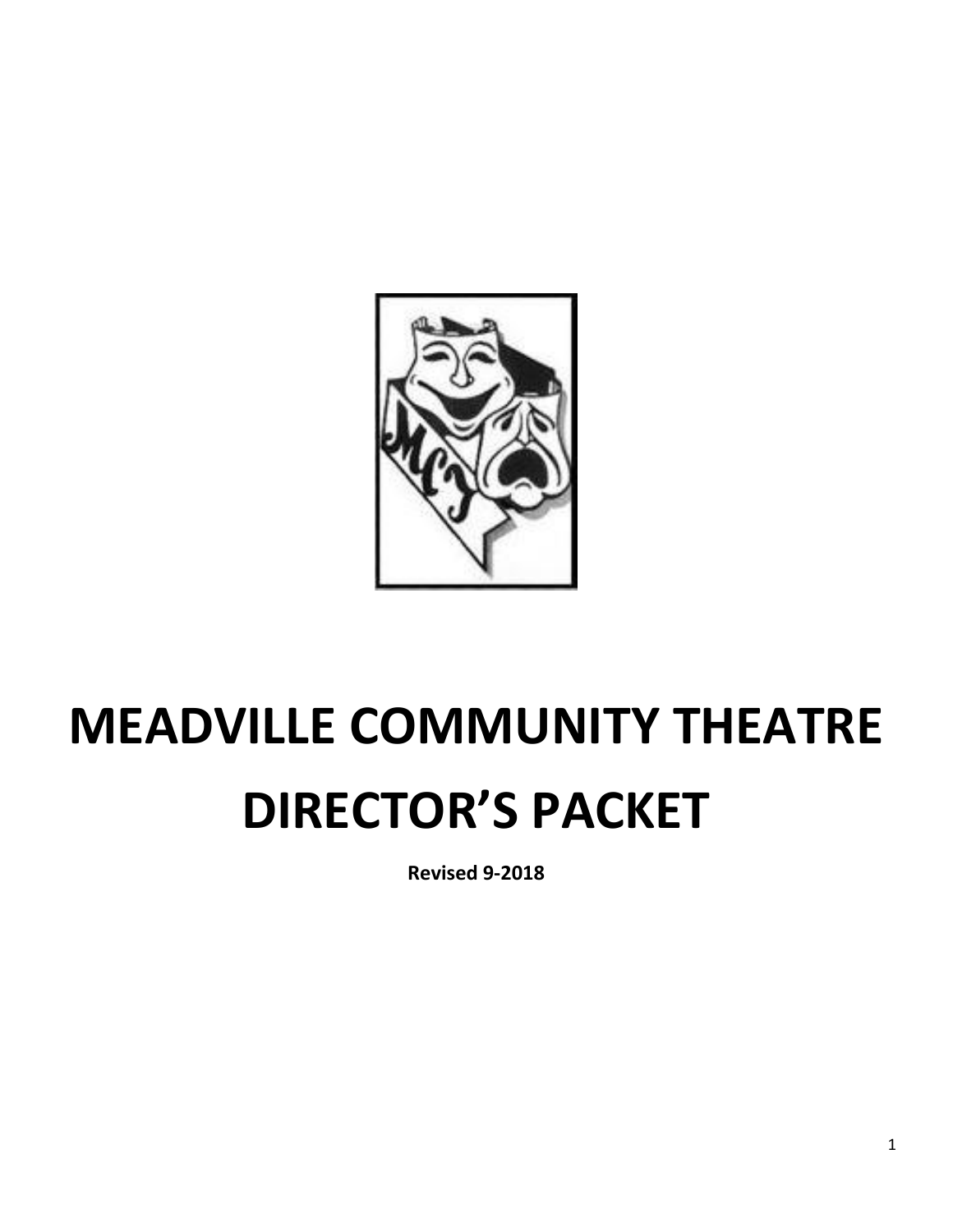# MEADVILLE COMMUNITY THEATRE

# DIRECTOR'S PACKET

**Revised 9-2018**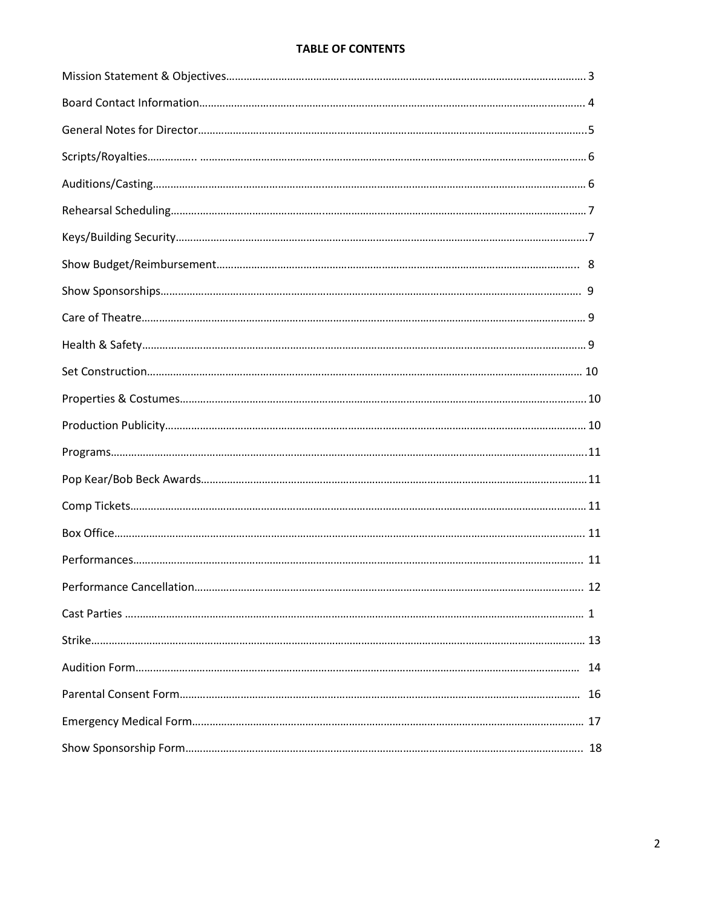# TABLE OF CONTENTS

Mission Statement & Objectives……………………………………………………………………………………………… 3

Board Contact Information…………………………………………………………………………………………………… 4

General Notes for Director……………………………………………………………………………………………………...5

Scripts/Royalties…………….. ………………………………………………………………………………………………… 6

Auditions/Casting……………………………………………………………………………………………………………… 6

Rehearsal Scheduling………………………………………………………………………………………………………… 7

Keys/Building Security…………………………………………………………………………………………………………7

Show Budget/Reimbursement……………………………………………………………………………………………… 8

Show Sponsorships…………………………………………………………………………………………………………… 9

Care of Theatre………………………………………………………………………………………………………………… 9

Health & Safety………………………………………………………………………………………………………………… 9

Set Construction……………………………………………………………………………………………………………… 10

Properties & Costumes……………………………………………………………………………………………………… 10

Production Publicity………………………………………………………………………………………………………… 10

Programs……………………………………………………………………………………………………………………… 11

Pop Kear/Bob Beck Awards………………………………………………………………………………………………… 11

Comp Tickets…………………………………………………………………………………………………………………… 11

Box Office……………………………………………………………………………………………………………………… 11

Performances………………………………………………………………………………………………………………… 11

Performance Cancellation…………………………………………………………………………………………………… 12

Cast Parties …………………………………………………………………………………………………………………… 1

Strike…………………………………………………………………………………………………………………………… 13

Audition Form………………………………………………………………………………………………………………… 14

Parental Consent Form……………………………………………………………………………………………………… 16

Emergency Medical Form…………………………………………………………………………………………………… 17

Show Sponsorship Form……………………………………………………………………………………………………… 18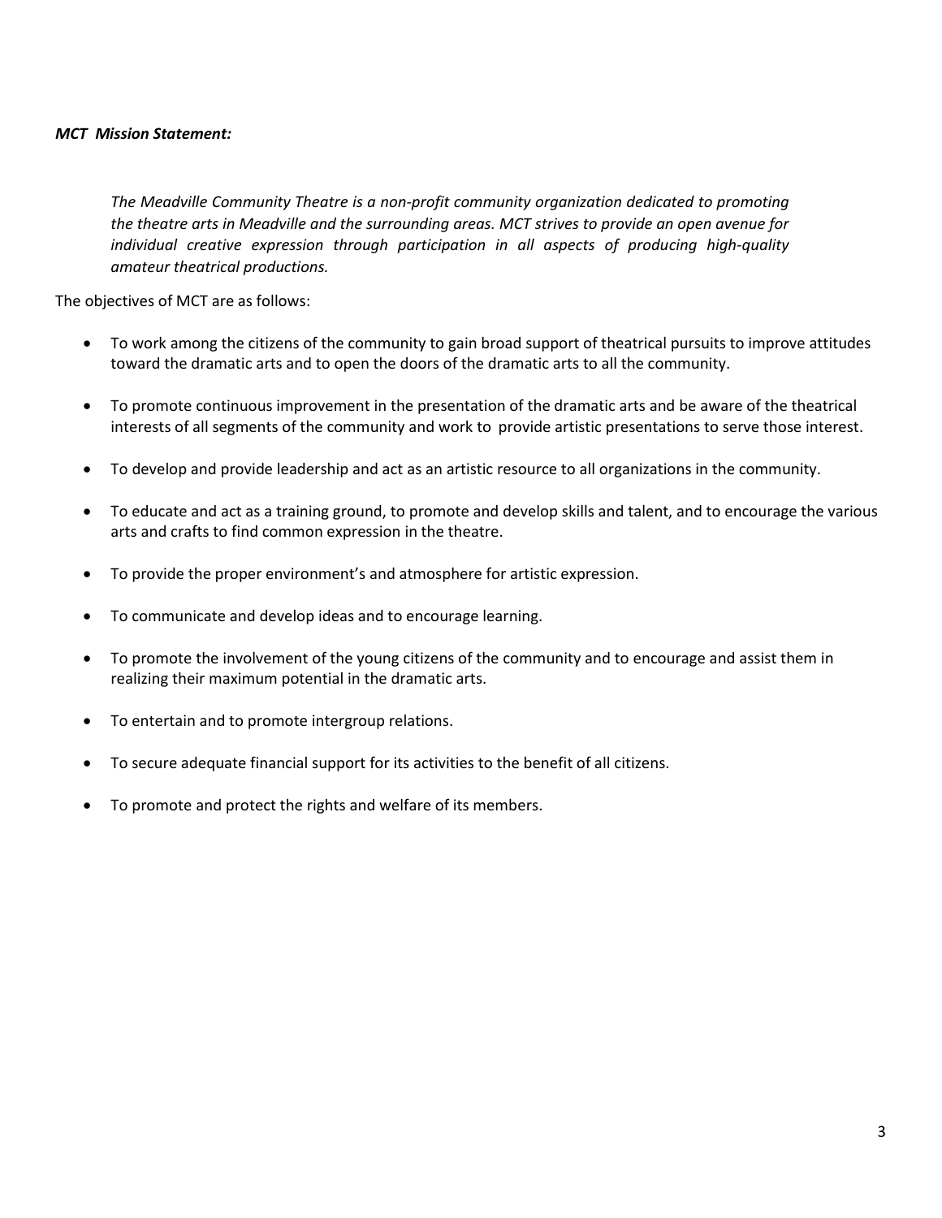***MCT Mission Statement:***

> *The Meadville Community Theatre is a non-profit community organization dedicated to promoting the theatre arts in Meadville and the surrounding areas. MCT strives to provide an open avenue for individual creative expression through participation in all aspects of producing high-quality amateur theatrical productions.*

The objectives of MCT are as follows:

- To work among the citizens of the community to gain broad support of theatrical pursuits to improve attitudes toward the dramatic arts and to open the doors of the dramatic arts to all the community.
- To promote continuous improvement in the presentation of the dramatic arts and be aware of the theatrical interests of all segments of the community and work to provide artistic presentations to serve those interest.
- To develop and provide leadership and act as an artistic resource to all organizations in the community.
- To educate and act as a training ground, to promote and develop skills and talent, and to encourage the various arts and crafts to find common expression in the theatre.
- To provide the proper environment's and atmosphere for artistic expression.
- To communicate and develop ideas and to encourage learning.
- To promote the involvement of the young citizens of the community and to encourage and assist them in realizing their maximum potential in the dramatic arts.
- To entertain and to promote intergroup relations.
- To secure adequate financial support for its activities to the benefit of all citizens.
- To promote and protect the rights and welfare of its members.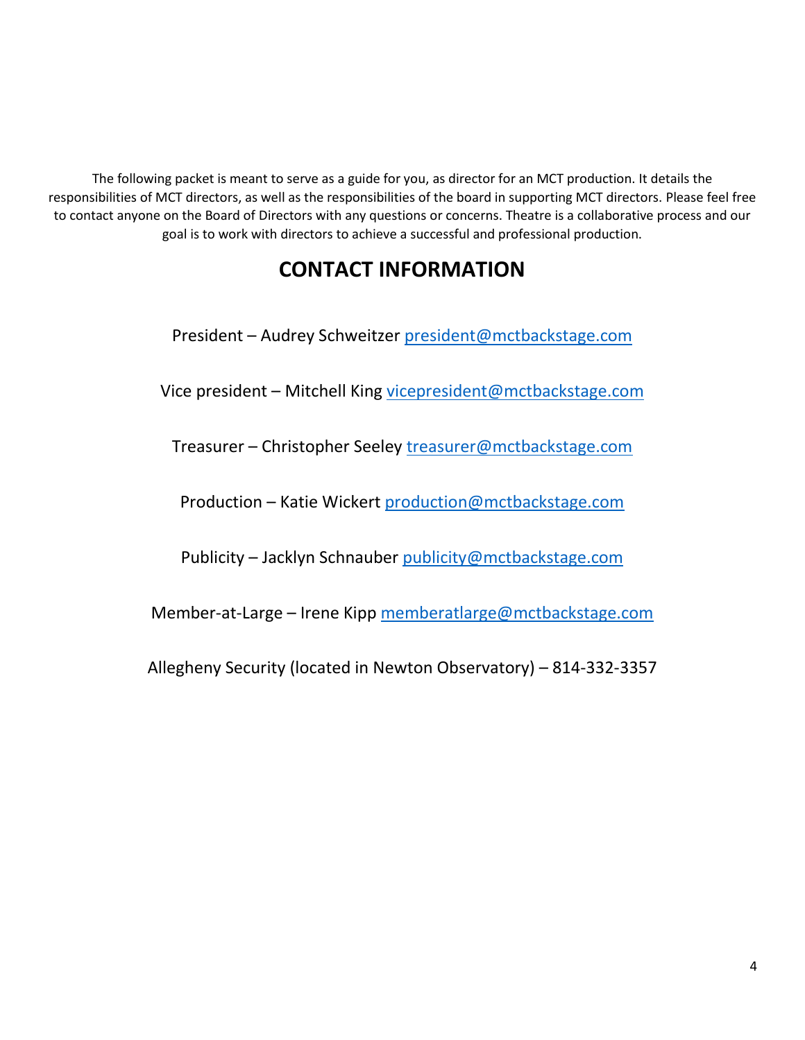The following packet is meant to serve as a guide for you, as director for an MCT production. It details the responsibilities of MCT directors, as well as the responsibilities of the board in supporting MCT directors. Please feel free to contact anyone on the Board of Directors with any questions or concerns. Theatre is a collaborative process and our goal is to work with directors to achieve a successful and professional production.

# CONTACT INFORMATION

President – Audrey Schweitzer president@mctbackstage.com

Vice president – Mitchell King vicepresident@mctbackstage.com

Treasurer – Christopher Seeley treasurer@mctbackstage.com

Production – Katie Wickert production@mctbackstage.com

Publicity – Jacklyn Schnauber publicity@mctbackstage.com

Member-at-Large – Irene Kipp memberatlarge@mctbackstage.com

Allegheny Security (located in Newton Observatory) – 814-332-3357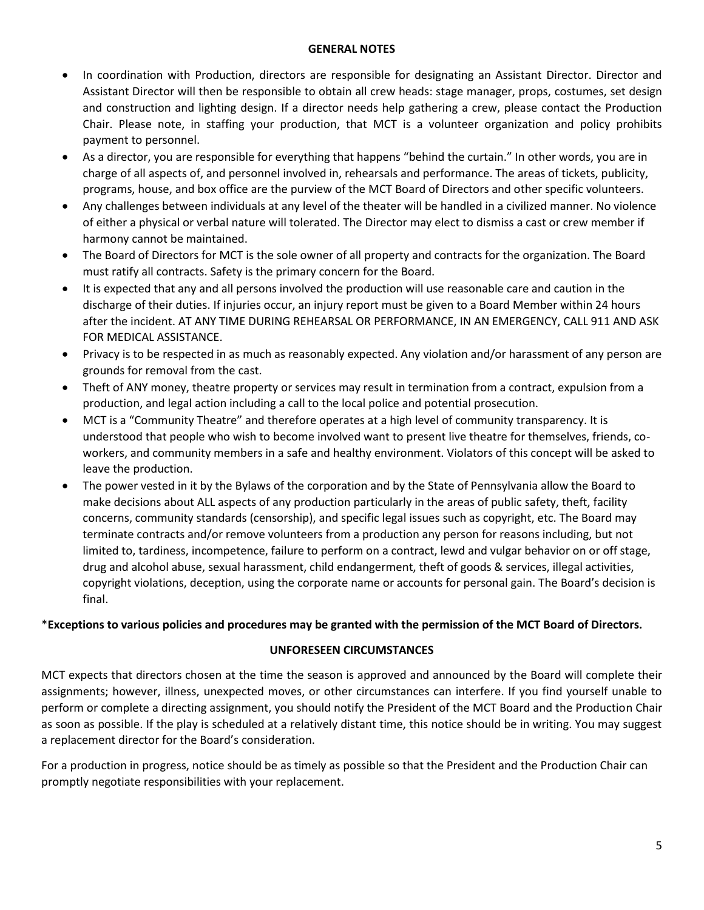## GENERAL NOTES

- In coordination with Production, directors are responsible for designating an Assistant Director. Director and Assistant Director will then be responsible to obtain all crew heads: stage manager, props, costumes, set design and construction and lighting design. If a director needs help gathering a crew, please contact the Production Chair. Please note, in staffing your production, that MCT is a volunteer organization and policy prohibits payment to personnel.
- As a director, you are responsible for everything that happens "behind the curtain." In other words, you are in charge of all aspects of, and personnel involved in, rehearsals and performance. The areas of tickets, publicity, programs, house, and box office are the purview of the MCT Board of Directors and other specific volunteers.
- Any challenges between individuals at any level of the theater will be handled in a civilized manner. No violence of either a physical or verbal nature will tolerated. The Director may elect to dismiss a cast or crew member if harmony cannot be maintained.
- The Board of Directors for MCT is the sole owner of all property and contracts for the organization. The Board must ratify all contracts. Safety is the primary concern for the Board.
- It is expected that any and all persons involved the production will use reasonable care and caution in the discharge of their duties. If injuries occur, an injury report must be given to a Board Member within 24 hours after the incident. AT ANY TIME DURING REHEARSAL OR PERFORMANCE, IN AN EMERGENCY, CALL 911 AND ASK FOR MEDICAL ASSISTANCE.
- Privacy is to be respected in as much as reasonably expected. Any violation and/or harassment of any person are grounds for removal from the cast.
- Theft of ANY money, theatre property or services may result in termination from a contract, expulsion from a production, and legal action including a call to the local police and potential prosecution.
- MCT is a "Community Theatre" and therefore operates at a high level of community transparency. It is understood that people who wish to become involved want to present live theatre for themselves, friends, co-workers, and community members in a safe and healthy environment. Violators of this concept will be asked to leave the production.
- The power vested in it by the Bylaws of the corporation and by the State of Pennsylvania allow the Board to make decisions about ALL aspects of any production particularly in the areas of public safety, theft, facility concerns, community standards (censorship), and specific legal issues such as copyright, etc. The Board may terminate contracts and/or remove volunteers from a production any person for reasons including, but not limited to, tardiness, incompetence, failure to perform on a contract, lewd and vulgar behavior on or off stage, drug and alcohol abuse, sexual harassment, child endangerment, theft of goods & services, illegal activities, copyright violations, deception, using the corporate name or accounts for personal gain. The Board's decision is final.

*__Exceptions to various policies and procedures may be granted with the permission of the MCT Board of Directors.__

## UNFORESEEN CIRCUMSTANCES

MCT expects that directors chosen at the time the season is approved and announced by the Board will complete their assignments; however, illness, unexpected moves, or other circumstances can interfere. If you find yourself unable to perform or complete a directing assignment, you should notify the President of the MCT Board and the Production Chair as soon as possible. If the play is scheduled at a relatively distant time, this notice should be in writing. You may suggest a replacement director for the Board's consideration.

For a production in progress, notice should be as timely as possible so that the President and the Production Chair can promptly negotiate responsibilities with your replacement.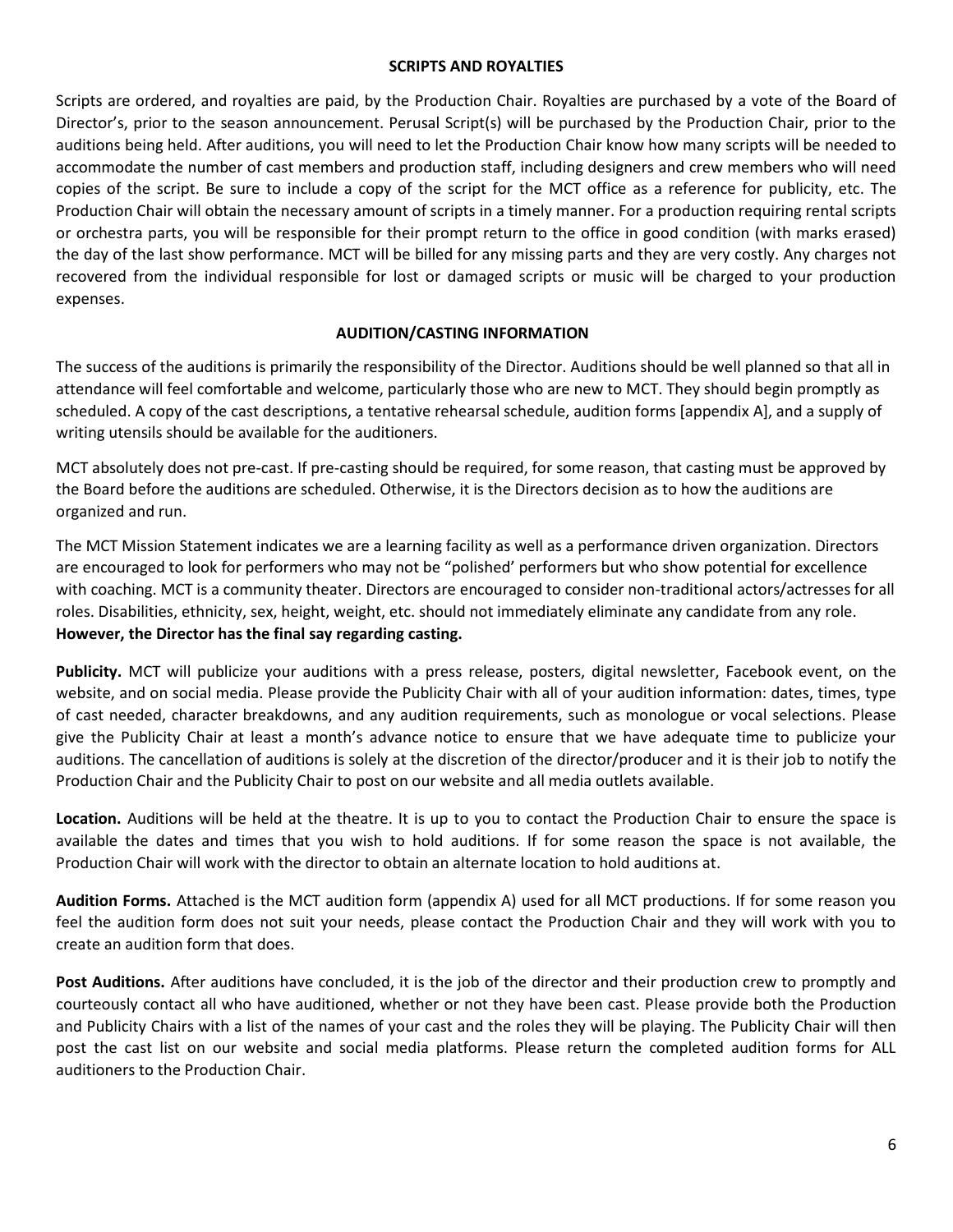## SCRIPTS AND ROYALTIES

Scripts are ordered, and royalties are paid, by the Production Chair. Royalties are purchased by a vote of the Board of Director's, prior to the season announcement. Perusal Script(s) will be purchased by the Production Chair, prior to the auditions being held. After auditions, you will need to let the Production Chair know how many scripts will be needed to accommodate the number of cast members and production staff, including designers and crew members who will need copies of the script. Be sure to include a copy of the script for the MCT office as a reference for publicity, etc. The Production Chair will obtain the necessary amount of scripts in a timely manner. For a production requiring rental scripts or orchestra parts, you will be responsible for their prompt return to the office in good condition (with marks erased) the day of the last show performance. MCT will be billed for any missing parts and they are very costly. Any charges not recovered from the individual responsible for lost or damaged scripts or music will be charged to your production expenses.

## AUDITION/CASTING INFORMATION

The success of the auditions is primarily the responsibility of the Director. Auditions should be well planned so that all in attendance will feel comfortable and welcome, particularly those who are new to MCT. They should begin promptly as scheduled. A copy of the cast descriptions, a tentative rehearsal schedule, audition forms [appendix A], and a supply of writing utensils should be available for the auditioners.

MCT absolutely does not pre-cast. If pre-casting should be required, for some reason, that casting must be approved by the Board before the auditions are scheduled. Otherwise, it is the Directors decision as to how the auditions are organized and run.

The MCT Mission Statement indicates we are a learning facility as well as a performance driven organization. Directors are encouraged to look for performers who may not be "polished' performers but who show potential for excellence with coaching. MCT is a community theater. Directors are encouraged to consider non-traditional actors/actresses for all roles. Disabilities, ethnicity, sex, height, weight, etc. should not immediately eliminate any candidate from any role. **However, the Director has the final say regarding casting.**

**Publicity.** MCT will publicize your auditions with a press release, posters, digital newsletter, Facebook event, on the website, and on social media. Please provide the Publicity Chair with all of your audition information: dates, times, type of cast needed, character breakdowns, and any audition requirements, such as monologue or vocal selections. Please give the Publicity Chair at least a month's advance notice to ensure that we have adequate time to publicize your auditions. The cancellation of auditions is solely at the discretion of the director/producer and it is their job to notify the Production Chair and the Publicity Chair to post on our website and all media outlets available.

**Location.** Auditions will be held at the theatre. It is up to you to contact the Production Chair to ensure the space is available the dates and times that you wish to hold auditions. If for some reason the space is not available, the Production Chair will work with the director to obtain an alternate location to hold auditions at.

**Audition Forms.** Attached is the MCT audition form (appendix A) used for all MCT productions. If for some reason you feel the audition form does not suit your needs, please contact the Production Chair and they will work with you to create an audition form that does.

**Post Auditions.** After auditions have concluded, it is the job of the director and their production crew to promptly and courteously contact all who have auditioned, whether or not they have been cast. Please provide both the Production and Publicity Chairs with a list of the names of your cast and the roles they will be playing. The Publicity Chair will then post the cast list on our website and social media platforms. Please return the completed audition forms for ALL auditioners to the Production Chair.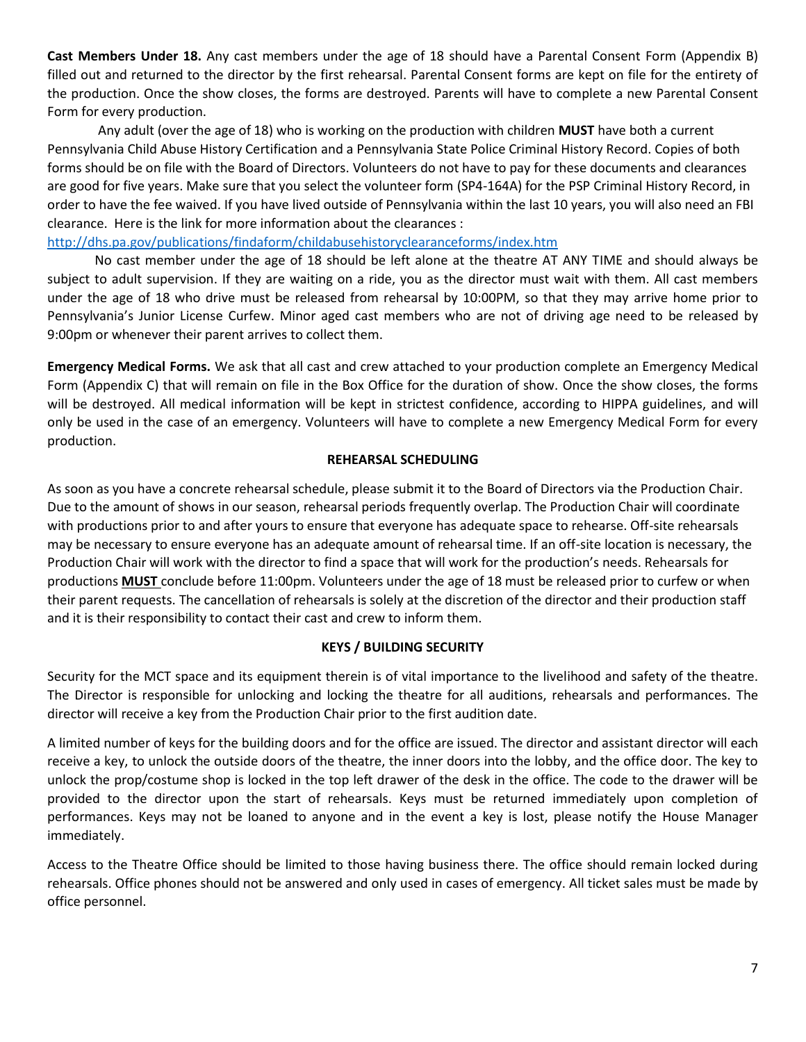**Cast Members Under 18.** Any cast members under the age of 18 should have a Parental Consent Form (Appendix B) filled out and returned to the director by the first rehearsal. Parental Consent forms are kept on file for the entirety of the production. Once the show closes, the forms are destroyed. Parents will have to complete a new Parental Consent Form for every production.

Any adult (over the age of 18) who is working on the production with children **MUST** have both a current Pennsylvania Child Abuse History Certification and a Pennsylvania State Police Criminal History Record. Copies of both forms should be on file with the Board of Directors. Volunteers do not have to pay for these documents and clearances are good for five years. Make sure that you select the volunteer form (SP4-164A) for the PSP Criminal History Record, in order to have the fee waived. If you have lived outside of Pennsylvania within the last 10 years, you will also need an FBI clearance. Here is the link for more information about the clearances :
http://dhs.pa.gov/publications/findaform/childabusehistoryclearanceforms/index.htm

No cast member under the age of 18 should be left alone at the theatre AT ANY TIME and should always be subject to adult supervision. If they are waiting on a ride, you as the director must wait with them. All cast members under the age of 18 who drive must be released from rehearsal by 10:00PM, so that they may arrive home prior to Pennsylvania's Junior License Curfew. Minor aged cast members who are not of driving age need to be released by 9:00pm or whenever their parent arrives to collect them.

**Emergency Medical Forms.** We ask that all cast and crew attached to your production complete an Emergency Medical Form (Appendix C) that will remain on file in the Box Office for the duration of show. Once the show closes, the forms will be destroyed. All medical information will be kept in strictest confidence, according to HIPPA guidelines, and will only be used in the case of an emergency. Volunteers will have to complete a new Emergency Medical Form for every production.

## REHEARSAL SCHEDULING

As soon as you have a concrete rehearsal schedule, please submit it to the Board of Directors via the Production Chair. Due to the amount of shows in our season, rehearsal periods frequently overlap. The Production Chair will coordinate with productions prior to and after yours to ensure that everyone has adequate space to rehearse. Off-site rehearsals may be necessary to ensure everyone has an adequate amount of rehearsal time. If an off-site location is necessary, the Production Chair will work with the director to find a space that will work for the production's needs. Rehearsals for productions **MUST** conclude before 11:00pm. Volunteers under the age of 18 must be released prior to curfew or when their parent requests. The cancellation of rehearsals is solely at the discretion of the director and their production staff and it is their responsibility to contact their cast and crew to inform them.

## KEYS / BUILDING SECURITY

Security for the MCT space and its equipment therein is of vital importance to the livelihood and safety of the theatre. The Director is responsible for unlocking and locking the theatre for all auditions, rehearsals and performances. The director will receive a key from the Production Chair prior to the first audition date.

A limited number of keys for the building doors and for the office are issued. The director and assistant director will each receive a key, to unlock the outside doors of the theatre, the inner doors into the lobby, and the office door. The key to unlock the prop/costume shop is locked in the top left drawer of the desk in the office. The code to the drawer will be provided to the director upon the start of rehearsals. Keys must be returned immediately upon completion of performances. Keys may not be loaned to anyone and in the event a key is lost, please notify the House Manager immediately.

Access to the Theatre Office should be limited to those having business there. The office should remain locked during rehearsals. Office phones should not be answered and only used in cases of emergency. All ticket sales must be made by office personnel.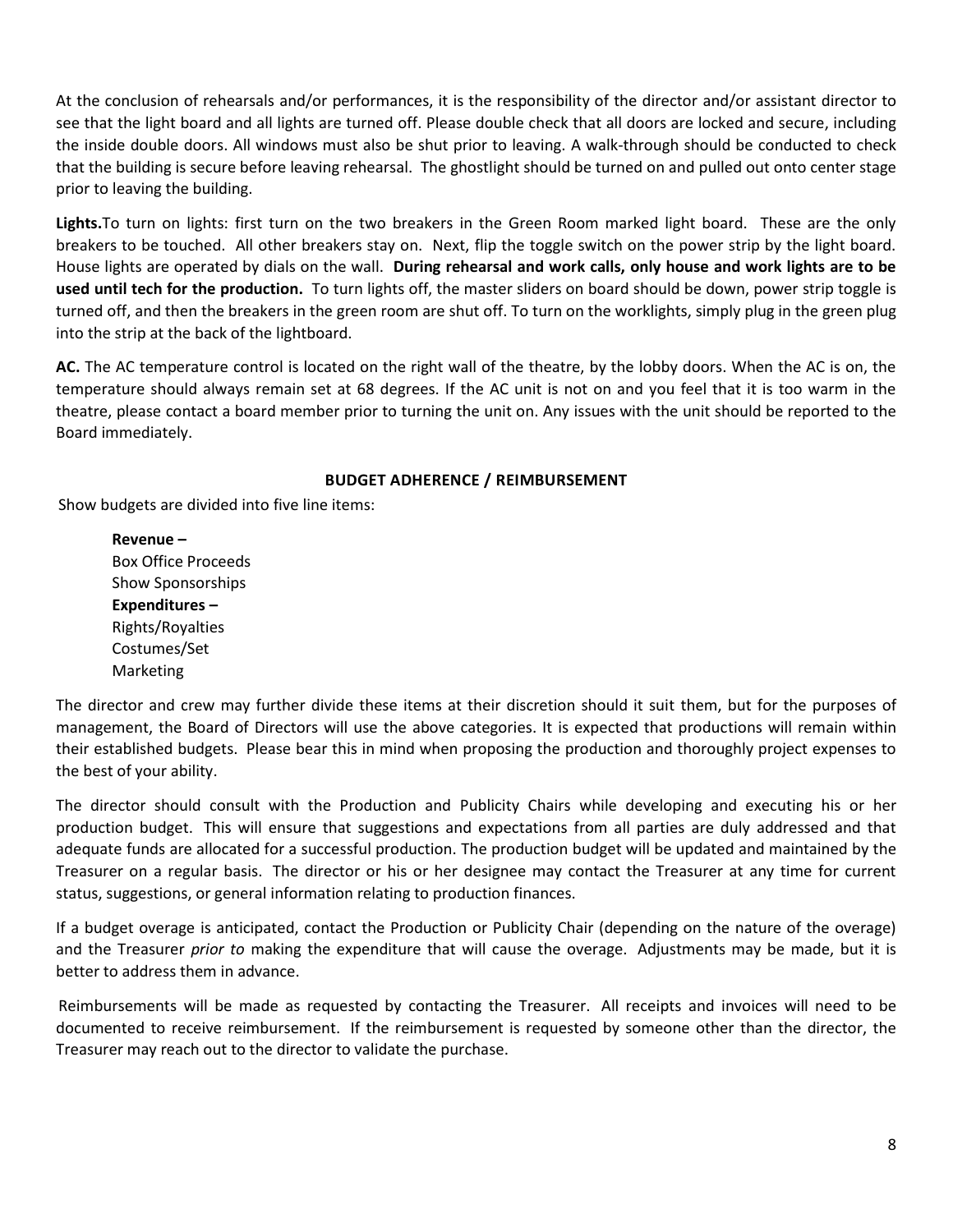At the conclusion of rehearsals and/or performances, it is the responsibility of the director and/or assistant director to see that the light board and all lights are turned off. Please double check that all doors are locked and secure, including the inside double doors. All windows must also be shut prior to leaving. A walk-through should be conducted to check that the building is secure before leaving rehearsal. The ghostlight should be turned on and pulled out onto center stage prior to leaving the building.

**Lights.**To turn on lights: first turn on the two breakers in the Green Room marked light board. These are the only breakers to be touched. All other breakers stay on. Next, flip the toggle switch on the power strip by the light board. House lights are operated by dials on the wall. **During rehearsal and work calls, only house and work lights are to be used until tech for the production.** To turn lights off, the master sliders on board should be down, power strip toggle is turned off, and then the breakers in the green room are shut off. To turn on the worklights, simply plug in the green plug into the strip at the back of the lightboard.

**AC.** The AC temperature control is located on the right wall of the theatre, by the lobby doors. When the AC is on, the temperature should always remain set at 68 degrees. If the AC unit is not on and you feel that it is too warm in the theatre, please contact a board member prior to turning the unit on. Any issues with the unit should be reported to the Board immediately.

## BUDGET ADHERENCE / REIMBURSEMENT

Show budgets are divided into five line items:

**Revenue –**
Box Office Proceeds
Show Sponsorships
**Expenditures –**
Rights/Royalties
Costumes/Set
Marketing

The director and crew may further divide these items at their discretion should it suit them, but for the purposes of management, the Board of Directors will use the above categories. It is expected that productions will remain within their established budgets. Please bear this in mind when proposing the production and thoroughly project expenses to the best of your ability.

The director should consult with the Production and Publicity Chairs while developing and executing his or her production budget. This will ensure that suggestions and expectations from all parties are duly addressed and that adequate funds are allocated for a successful production. The production budget will be updated and maintained by the Treasurer on a regular basis. The director or his or her designee may contact the Treasurer at any time for current status, suggestions, or general information relating to production finances.

If a budget overage is anticipated, contact the Production or Publicity Chair (depending on the nature of the overage) and the Treasurer *prior to* making the expenditure that will cause the overage. Adjustments may be made, but it is better to address them in advance.

Reimbursements will be made as requested by contacting the Treasurer. All receipts and invoices will need to be documented to receive reimbursement. If the reimbursement is requested by someone other than the director, the Treasurer may reach out to the director to validate the purchase.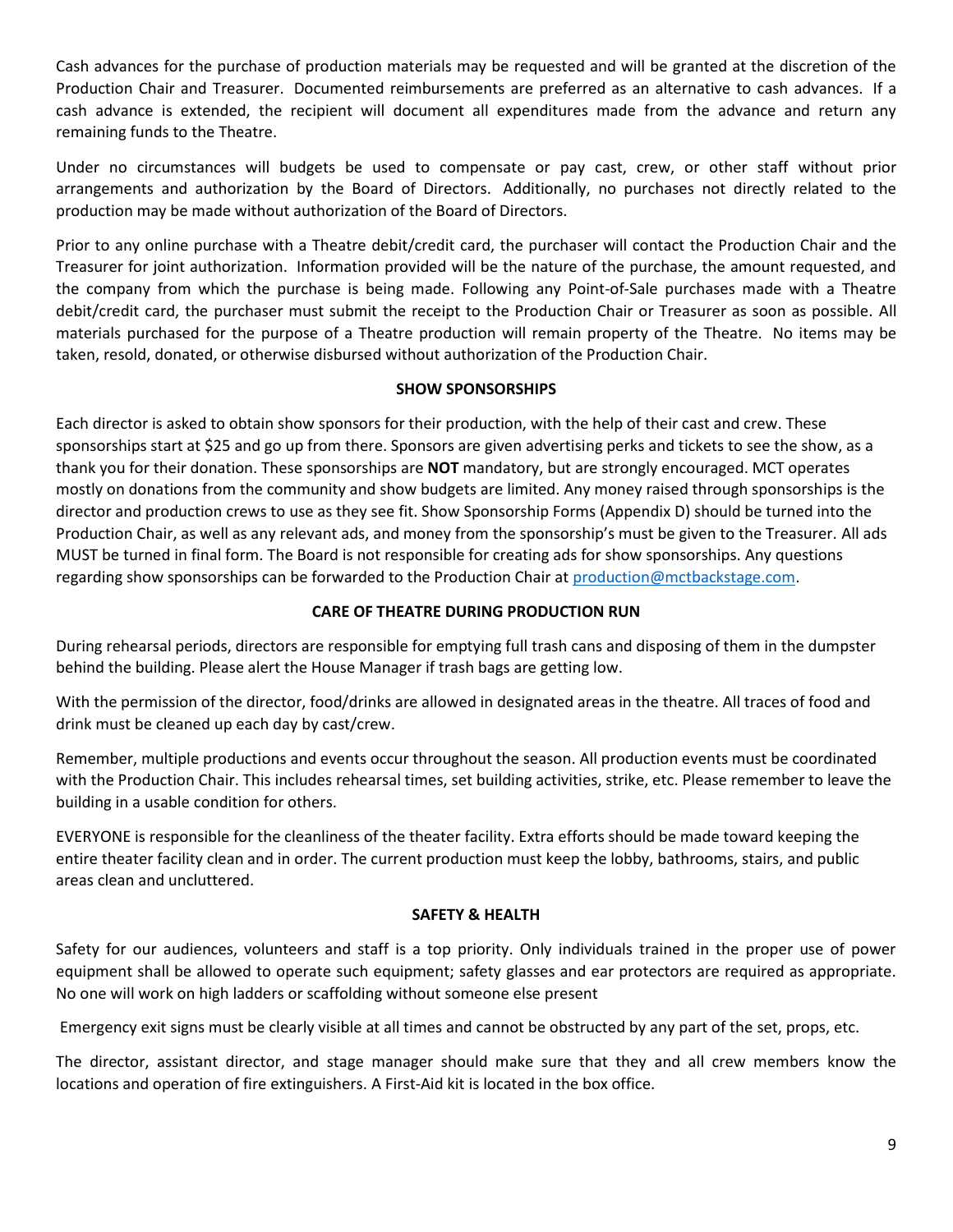Cash advances for the purchase of production materials may be requested and will be granted at the discretion of the Production Chair and Treasurer. Documented reimbursements are preferred as an alternative to cash advances. If a cash advance is extended, the recipient will document all expenditures made from the advance and return any remaining funds to the Theatre.

Under no circumstances will budgets be used to compensate or pay cast, crew, or other staff without prior arrangements and authorization by the Board of Directors. Additionally, no purchases not directly related to the production may be made without authorization of the Board of Directors.

Prior to any online purchase with a Theatre debit/credit card, the purchaser will contact the Production Chair and the Treasurer for joint authorization. Information provided will be the nature of the purchase, the amount requested, and the company from which the purchase is being made. Following any Point-of-Sale purchases made with a Theatre debit/credit card, the purchaser must submit the receipt to the Production Chair or Treasurer as soon as possible. All materials purchased for the purpose of a Theatre production will remain property of the Theatre. No items may be taken, resold, donated, or otherwise disbursed without authorization of the Production Chair.

## SHOW SPONSORSHIPS

Each director is asked to obtain show sponsors for their production, with the help of their cast and crew. These sponsorships start at $25 and go up from there. Sponsors are given advertising perks and tickets to see the show, as a thank you for their donation. These sponsorships are **NOT** mandatory, but are strongly encouraged. MCT operates mostly on donations from the community and show budgets are limited. Any money raised through sponsorships is the director and production crews to use as they see fit. Show Sponsorship Forms (Appendix D) should be turned into the Production Chair, as well as any relevant ads, and money from the sponsorship's must be given to the Treasurer. All ads MUST be turned in final form. The Board is not responsible for creating ads for show sponsorships. Any questions regarding show sponsorships can be forwarded to the Production Chair at production@mctbackstage.com.

## CARE OF THEATRE DURING PRODUCTION RUN

During rehearsal periods, directors are responsible for emptying full trash cans and disposing of them in the dumpster behind the building. Please alert the House Manager if trash bags are getting low.

With the permission of the director, food/drinks are allowed in designated areas in the theatre. All traces of food and drink must be cleaned up each day by cast/crew.

Remember, multiple productions and events occur throughout the season. All production events must be coordinated with the Production Chair. This includes rehearsal times, set building activities, strike, etc. Please remember to leave the building in a usable condition for others.

EVERYONE is responsible for the cleanliness of the theater facility. Extra efforts should be made toward keeping the entire theater facility clean and in order. The current production must keep the lobby, bathrooms, stairs, and public areas clean and uncluttered.

## SAFETY & HEALTH

Safety for our audiences, volunteers and staff is a top priority. Only individuals trained in the proper use of power equipment shall be allowed to operate such equipment; safety glasses and ear protectors are required as appropriate. No one will work on high ladders or scaffolding without someone else present

Emergency exit signs must be clearly visible at all times and cannot be obstructed by any part of the set, props, etc.

The director, assistant director, and stage manager should make sure that they and all crew members know the locations and operation of fire extinguishers. A First-Aid kit is located in the box office.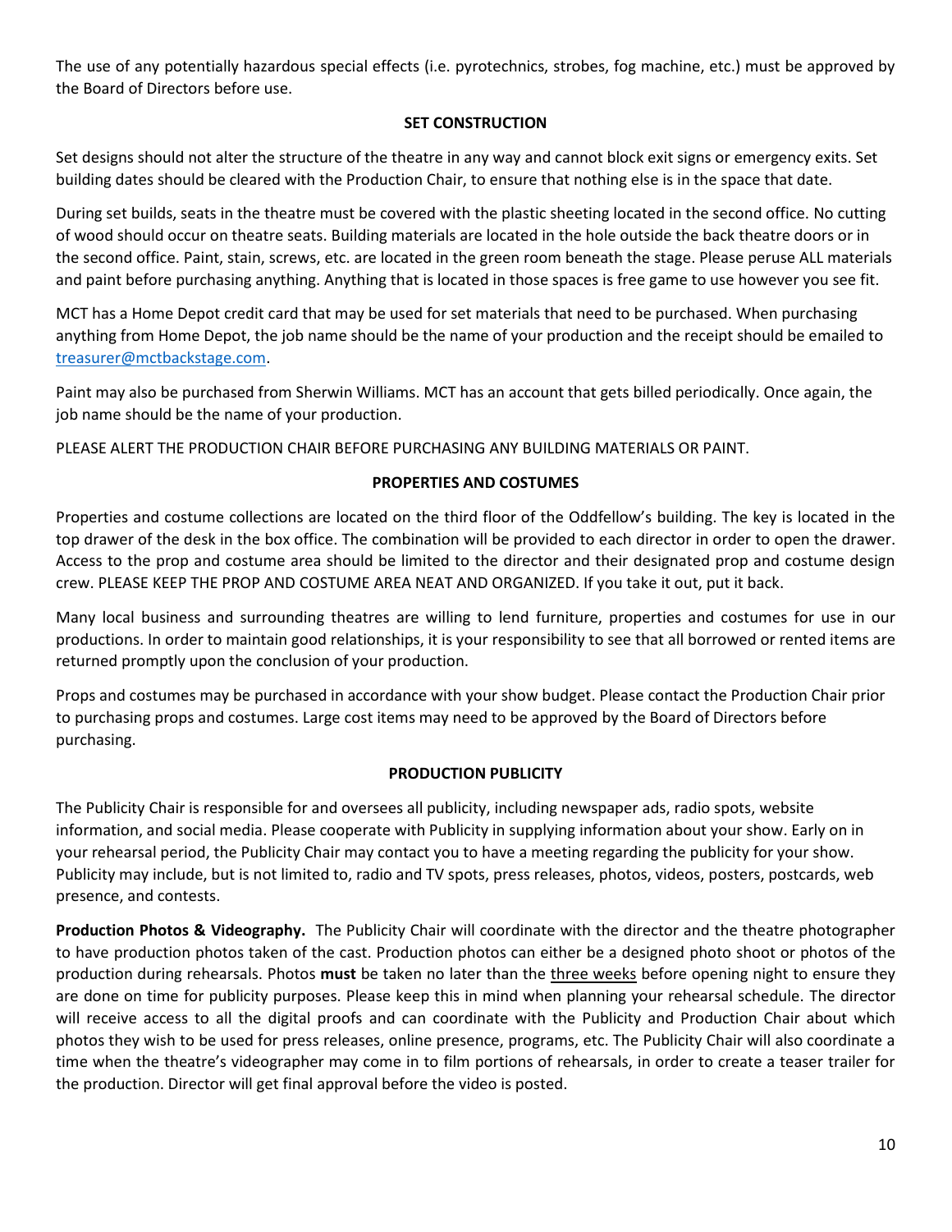The use of any potentially hazardous special effects (i.e. pyrotechnics, strobes, fog machine, etc.) must be approved by the Board of Directors before use.

## SET CONSTRUCTION

Set designs should not alter the structure of the theatre in any way and cannot block exit signs or emergency exits. Set building dates should be cleared with the Production Chair, to ensure that nothing else is in the space that date.

During set builds, seats in the theatre must be covered with the plastic sheeting located in the second office. No cutting of wood should occur on theatre seats. Building materials are located in the hole outside the back theatre doors or in the second office. Paint, stain, screws, etc. are located in the green room beneath the stage. Please peruse ALL materials and paint before purchasing anything. Anything that is located in those spaces is free game to use however you see fit.

MCT has a Home Depot credit card that may be used for set materials that need to be purchased. When purchasing anything from Home Depot, the job name should be the name of your production and the receipt should be emailed to treasurer@mctbackstage.com.

Paint may also be purchased from Sherwin Williams. MCT has an account that gets billed periodically. Once again, the job name should be the name of your production.

PLEASE ALERT THE PRODUCTION CHAIR BEFORE PURCHASING ANY BUILDING MATERIALS OR PAINT.

## PROPERTIES AND COSTUMES

Properties and costume collections are located on the third floor of the Oddfellow's building. The key is located in the top drawer of the desk in the box office. The combination will be provided to each director in order to open the drawer. Access to the prop and costume area should be limited to the director and their designated prop and costume design crew. PLEASE KEEP THE PROP AND COSTUME AREA NEAT AND ORGANIZED. If you take it out, put it back.

Many local business and surrounding theatres are willing to lend furniture, properties and costumes for use in our productions. In order to maintain good relationships, it is your responsibility to see that all borrowed or rented items are returned promptly upon the conclusion of your production.

Props and costumes may be purchased in accordance with your show budget. Please contact the Production Chair prior to purchasing props and costumes. Large cost items may need to be approved by the Board of Directors before purchasing.

## PRODUCTION PUBLICITY

The Publicity Chair is responsible for and oversees all publicity, including newspaper ads, radio spots, website information, and social media. Please cooperate with Publicity in supplying information about your show. Early on in your rehearsal period, the Publicity Chair may contact you to have a meeting regarding the publicity for your show. Publicity may include, but is not limited to, radio and TV spots, press releases, photos, videos, posters, postcards, web presence, and contests.

**Production Photos & Videography.** The Publicity Chair will coordinate with the director and the theatre photographer to have production photos taken of the cast. Production photos can either be a designed photo shoot or photos of the production during rehearsals. Photos **must** be taken no later than the three weeks before opening night to ensure they are done on time for publicity purposes. Please keep this in mind when planning your rehearsal schedule. The director will receive access to all the digital proofs and can coordinate with the Publicity and Production Chair about which photos they wish to be used for press releases, online presence, programs, etc. The Publicity Chair will also coordinate a time when the theatre's videographer may come in to film portions of rehearsals, in order to create a teaser trailer for the production. Director will get final approval before the video is posted.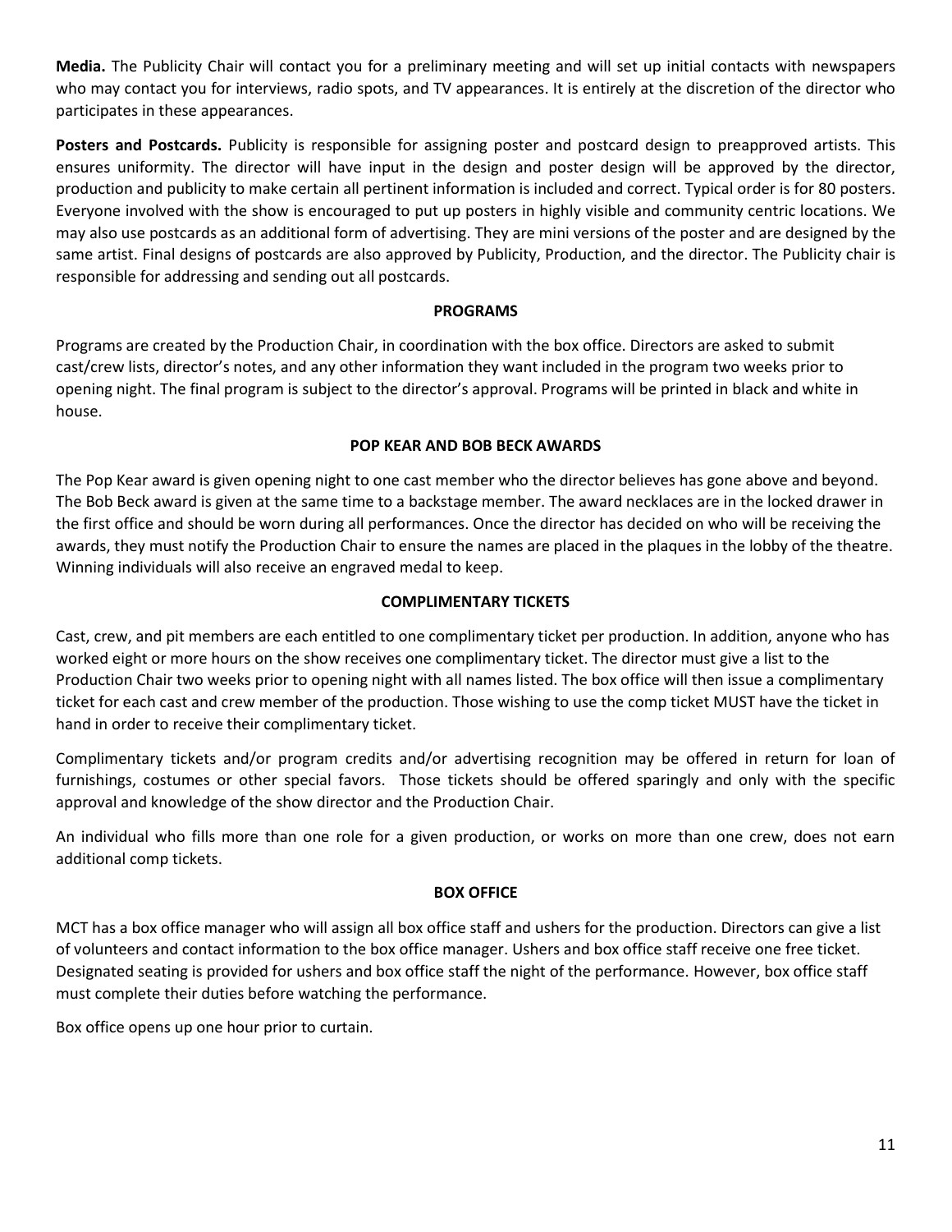**Media.** The Publicity Chair will contact you for a preliminary meeting and will set up initial contacts with newspapers who may contact you for interviews, radio spots, and TV appearances. It is entirely at the discretion of the director who participates in these appearances.

**Posters and Postcards.** Publicity is responsible for assigning poster and postcard design to preapproved artists. This ensures uniformity. The director will have input in the design and poster design will be approved by the director, production and publicity to make certain all pertinent information is included and correct. Typical order is for 80 posters. Everyone involved with the show is encouraged to put up posters in highly visible and community centric locations. We may also use postcards as an additional form of advertising. They are mini versions of the poster and are designed by the same artist. Final designs of postcards are also approved by Publicity, Production, and the director. The Publicity chair is responsible for addressing and sending out all postcards.

## PROGRAMS

Programs are created by the Production Chair, in coordination with the box office. Directors are asked to submit cast/crew lists, director's notes, and any other information they want included in the program two weeks prior to opening night. The final program is subject to the director's approval. Programs will be printed in black and white in house.

## POP KEAR AND BOB BECK AWARDS

The Pop Kear award is given opening night to one cast member who the director believes has gone above and beyond. The Bob Beck award is given at the same time to a backstage member. The award necklaces are in the locked drawer in the first office and should be worn during all performances. Once the director has decided on who will be receiving the awards, they must notify the Production Chair to ensure the names are placed in the plaques in the lobby of the theatre. Winning individuals will also receive an engraved medal to keep.

## COMPLIMENTARY TICKETS

Cast, crew, and pit members are each entitled to one complimentary ticket per production. In addition, anyone who has worked eight or more hours on the show receives one complimentary ticket. The director must give a list to the Production Chair two weeks prior to opening night with all names listed. The box office will then issue a complimentary ticket for each cast and crew member of the production. Those wishing to use the comp ticket MUST have the ticket in hand in order to receive their complimentary ticket.

Complimentary tickets and/or program credits and/or advertising recognition may be offered in return for loan of furnishings, costumes or other special favors. Those tickets should be offered sparingly and only with the specific approval and knowledge of the show director and the Production Chair.

An individual who fills more than one role for a given production, or works on more than one crew, does not earn additional comp tickets.

## BOX OFFICE

MCT has a box office manager who will assign all box office staff and ushers for the production. Directors can give a list of volunteers and contact information to the box office manager. Ushers and box office staff receive one free ticket. Designated seating is provided for ushers and box office staff the night of the performance. However, box office staff must complete their duties before watching the performance.

Box office opens up one hour prior to curtain.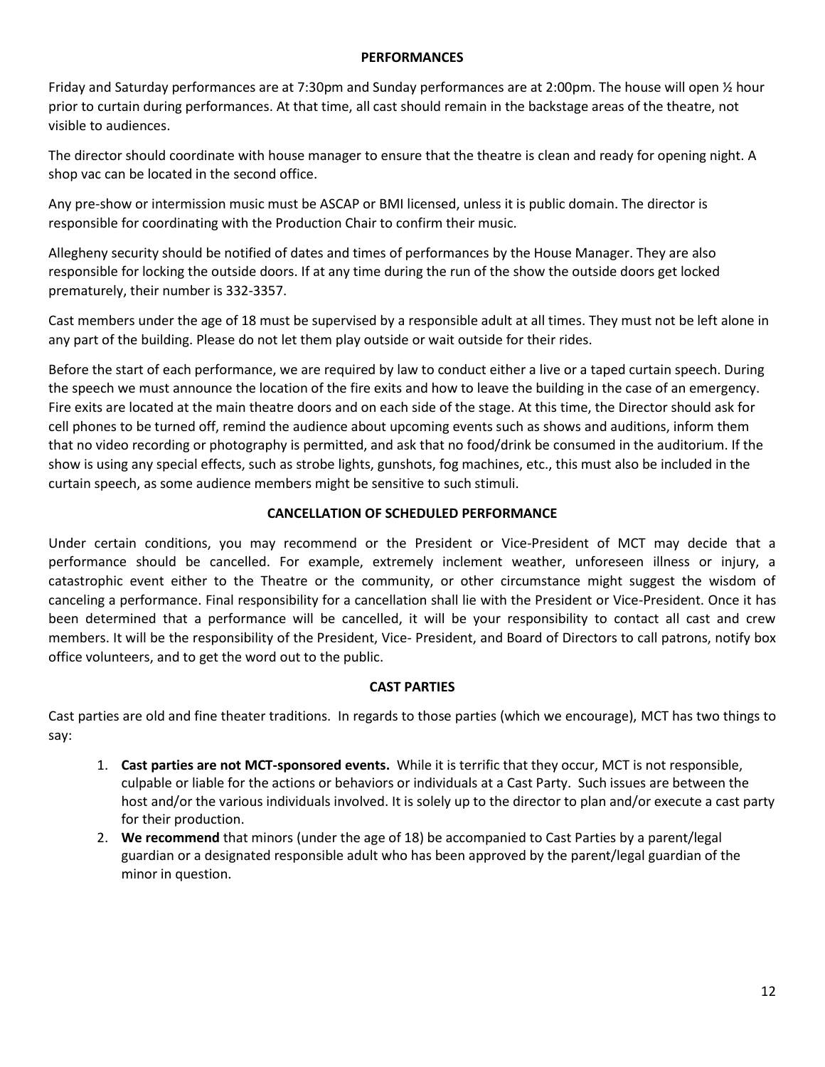## PERFORMANCES

Friday and Saturday performances are at 7:30pm and Sunday performances are at 2:00pm. The house will open ½ hour prior to curtain during performances. At that time, all cast should remain in the backstage areas of the theatre, not visible to audiences.

The director should coordinate with house manager to ensure that the theatre is clean and ready for opening night. A shop vac can be located in the second office.

Any pre-show or intermission music must be ASCAP or BMI licensed, unless it is public domain. The director is responsible for coordinating with the Production Chair to confirm their music.

Allegheny security should be notified of dates and times of performances by the House Manager. They are also responsible for locking the outside doors. If at any time during the run of the show the outside doors get locked prematurely, their number is 332-3357.

Cast members under the age of 18 must be supervised by a responsible adult at all times. They must not be left alone in any part of the building. Please do not let them play outside or wait outside for their rides.

Before the start of each performance, we are required by law to conduct either a live or a taped curtain speech. During the speech we must announce the location of the fire exits and how to leave the building in the case of an emergency. Fire exits are located at the main theatre doors and on each side of the stage. At this time, the Director should ask for cell phones to be turned off, remind the audience about upcoming events such as shows and auditions, inform them that no video recording or photography is permitted, and ask that no food/drink be consumed in the auditorium. If the show is using any special effects, such as strobe lights, gunshots, fog machines, etc., this must also be included in the curtain speech, as some audience members might be sensitive to such stimuli.

## CANCELLATION OF SCHEDULED PERFORMANCE

Under certain conditions, you may recommend or the President or Vice-President of MCT may decide that a performance should be cancelled. For example, extremely inclement weather, unforeseen illness or injury, a catastrophic event either to the Theatre or the community, or other circumstance might suggest the wisdom of canceling a performance. Final responsibility for a cancellation shall lie with the President or Vice-President. Once it has been determined that a performance will be cancelled, it will be your responsibility to contact all cast and crew members. It will be the responsibility of the President, Vice- President, and Board of Directors to call patrons, notify box office volunteers, and to get the word out to the public.

## CAST PARTIES

Cast parties are old and fine theater traditions. In regards to those parties (which we encourage), MCT has two things to say:

1. **Cast parties are not MCT-sponsored events.** While it is terrific that they occur, MCT is not responsible, culpable or liable for the actions or behaviors or individuals at a Cast Party. Such issues are between the host and/or the various individuals involved. It is solely up to the director to plan and/or execute a cast party for their production.
2. **We recommend** that minors (under the age of 18) be accompanied to Cast Parties by a parent/legal guardian or a designated responsible adult who has been approved by the parent/legal guardian of the minor in question.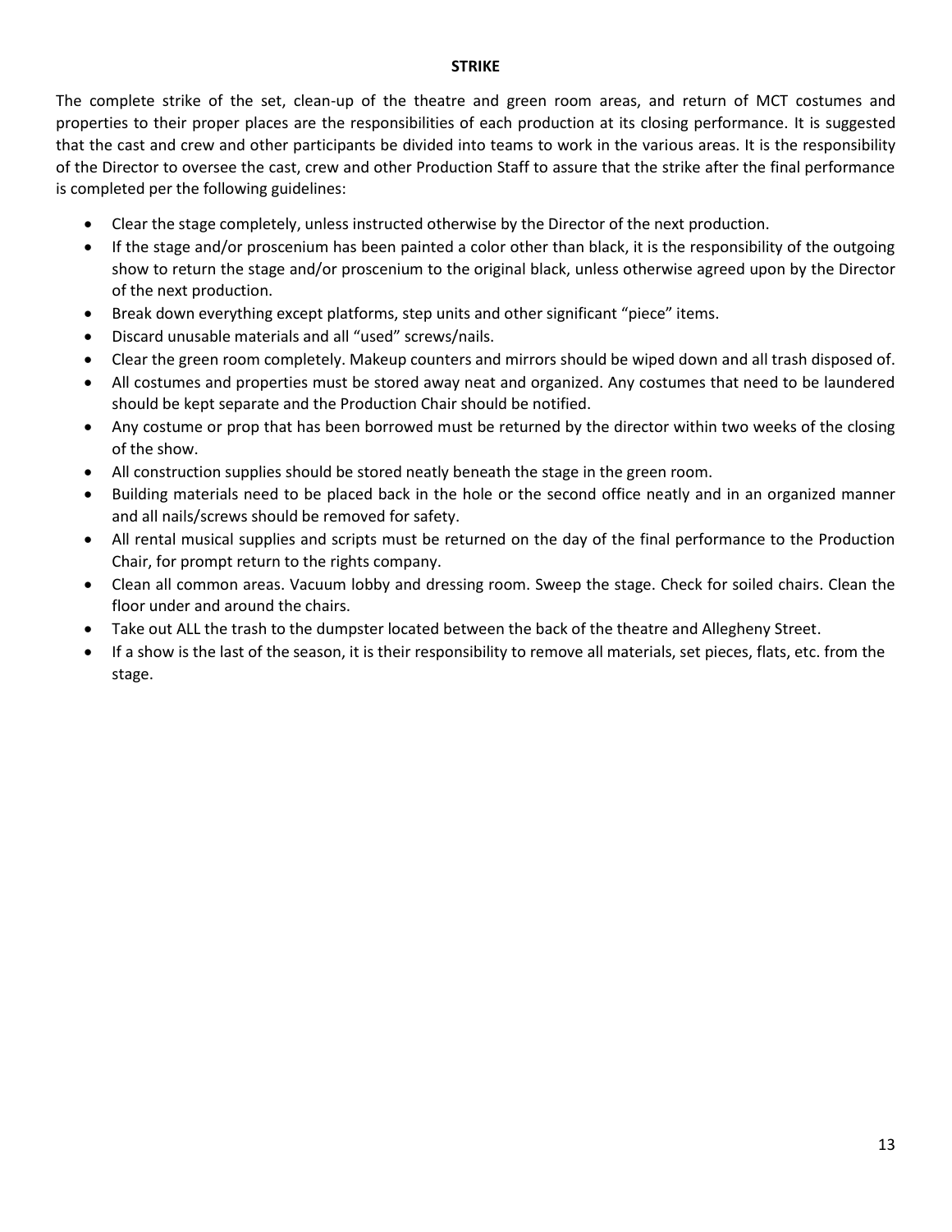**STRIKE**

The complete strike of the set, clean-up of the theatre and green room areas, and return of MCT costumes and properties to their proper places are the responsibilities of each production at its closing performance. It is suggested that the cast and crew and other participants be divided into teams to work in the various areas. It is the responsibility of the Director to oversee the cast, crew and other Production Staff to assure that the strike after the final performance is completed per the following guidelines:

- Clear the stage completely, unless instructed otherwise by the Director of the next production.
- If the stage and/or proscenium has been painted a color other than black, it is the responsibility of the outgoing show to return the stage and/or proscenium to the original black, unless otherwise agreed upon by the Director of the next production.
- Break down everything except platforms, step units and other significant "piece" items.
- Discard unusable materials and all "used" screws/nails.
- Clear the green room completely. Makeup counters and mirrors should be wiped down and all trash disposed of.
- All costumes and properties must be stored away neat and organized. Any costumes that need to be laundered should be kept separate and the Production Chair should be notified.
- Any costume or prop that has been borrowed must be returned by the director within two weeks of the closing of the show.
- All construction supplies should be stored neatly beneath the stage in the green room.
- Building materials need to be placed back in the hole or the second office neatly and in an organized manner and all nails/screws should be removed for safety.
- All rental musical supplies and scripts must be returned on the day of the final performance to the Production Chair, for prompt return to the rights company.
- Clean all common areas. Vacuum lobby and dressing room. Sweep the stage. Check for soiled chairs. Clean the floor under and around the chairs.
- Take out ALL the trash to the dumpster located between the back of the theatre and Allegheny Street.
- If a show is the last of the season, it is their responsibility to remove all materials, set pieces, flats, etc. from the stage.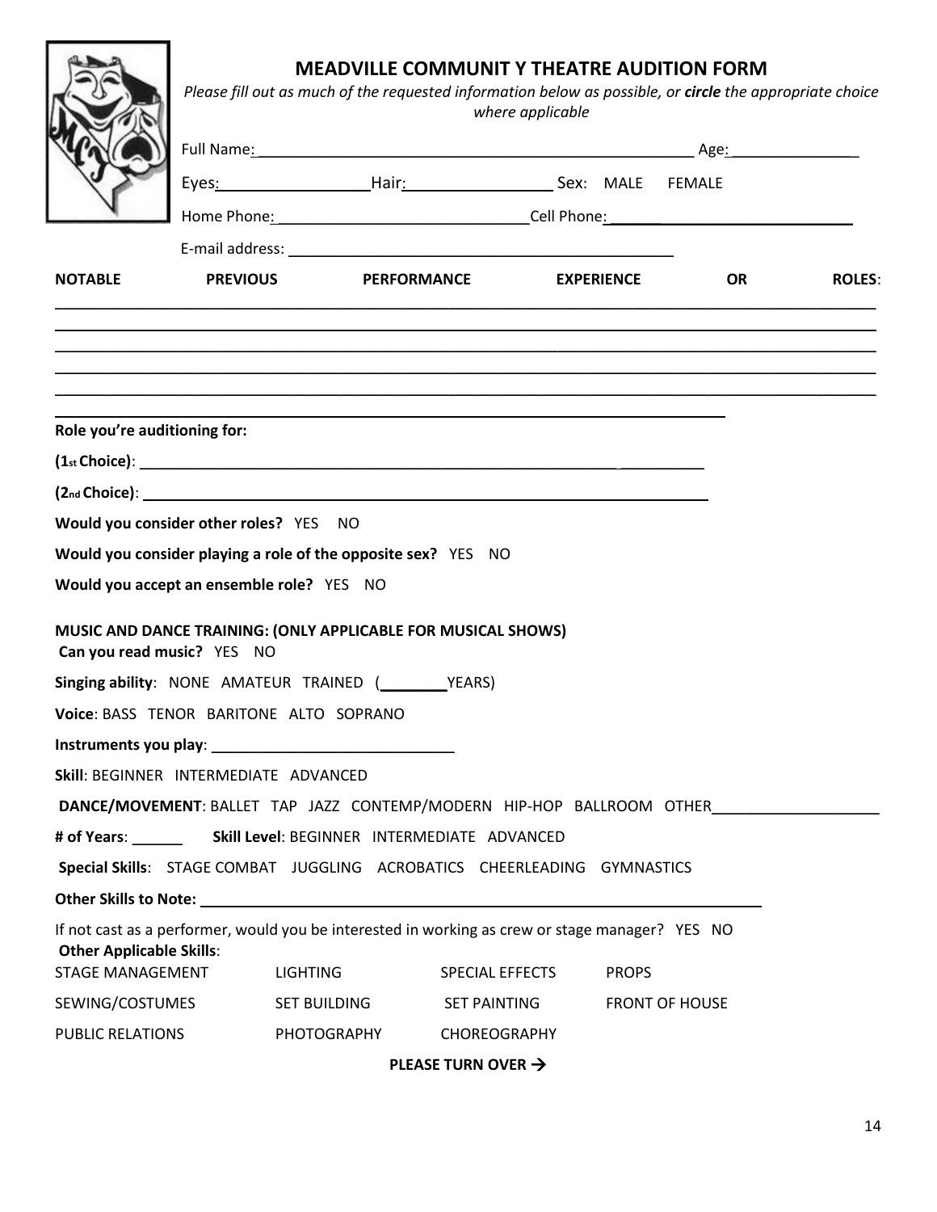# MEADVILLE COMMUNIT Y THEATRE AUDITION FORM

*Please fill out as much of the requested information below as possible, or **circle** the appropriate choice where applicable*

Full Name:\_\_\_\_\_\_\_\_\_\_\_\_\_\_\_\_\_\_\_\_\_\_\_\_\_\_\_\_\_\_\_\_\_\_\_\_\_\_\_\_\_\_\_\_\_\_\_\_\_\_\_ Age:\_\_\_\_\_\_\_\_\_\_\_\_\_\_\_

Eyes:\_\_\_\_\_\_\_\_\_\_\_\_\_\_\_\_\_\_Hair:\_\_\_\_\_\_\_\_\_\_\_\_\_\_\_\_\_ Sex: MALE FEMALE

Home Phone:\_\_\_\_\_\_\_\_\_\_\_\_\_\_\_\_\_\_\_\_\_\_\_\_\_\_\_\_\_\_Cell Phone:\_\_\_\_\_\_\_\_\_\_\_\_\_\_\_\_\_\_\_\_\_\_\_\_\_\_\_\_\_\_

E-mail address: \_\_\_\_\_\_\_\_\_\_\_\_\_\_\_\_\_\_\_\_\_\_\_\_\_\_\_\_\_\_\_\_\_\_\_\_\_\_\_\_\_\_\_\_\_\_\_\_

**NOTABLE PREVIOUS PERFORMANCE EXPERIENCE OR ROLES:**

\_\_\_\_\_\_\_\_\_\_\_\_\_\_\_\_\_\_\_\_\_\_\_\_\_\_\_\_\_\_\_\_\_\_\_\_\_\_\_\_\_\_\_\_\_\_\_\_\_\_\_\_\_\_\_\_\_\_\_\_\_\_\_\_\_\_\_\_\_\_\_\_\_\_\_\_\_\_\_\_\_\_\_\_\_\_\_\_

\_\_\_\_\_\_\_\_\_\_\_\_\_\_\_\_\_\_\_\_\_\_\_\_\_\_\_\_\_\_\_\_\_\_\_\_\_\_\_\_\_\_\_\_\_\_\_\_\_\_\_\_\_\_\_\_\_\_\_\_\_\_\_\_\_\_\_\_\_\_\_\_\_\_\_\_\_\_\_\_\_\_\_\_\_\_\_\_

\_\_\_\_\_\_\_\_\_\_\_\_\_\_\_\_\_\_\_\_\_\_\_\_\_\_\_\_\_\_\_\_\_\_\_\_\_\_\_\_\_\_\_\_\_\_\_\_\_\_\_\_\_\_\_\_\_\_\_\_\_\_\_\_\_\_\_\_\_\_\_\_\_\_\_\_\_\_\_\_\_\_\_\_\_\_\_\_

\_\_\_\_\_\_\_\_\_\_\_\_\_\_\_\_\_\_\_\_\_\_\_\_\_\_\_\_\_\_\_\_\_\_\_\_\_\_\_\_\_\_\_\_\_\_\_\_\_\_\_\_\_\_\_\_\_\_\_\_\_\_\_\_\_\_\_\_\_\_\_\_\_\_\_\_\_\_\_\_\_\_\_\_\_\_\_\_

\_\_\_\_\_\_\_\_\_\_\_\_\_\_\_\_\_\_\_\_\_\_\_\_\_\_\_\_\_\_\_\_\_\_\_\_\_\_\_\_\_\_\_\_\_\_\_\_\_\_\_\_\_\_\_\_\_\_\_\_\_\_\_\_\_\_\_\_\_\_\_\_\_\_\_\_\_\_\_\_\_\_\_\_\_\_\_\_

\_\_\_\_\_\_\_\_\_\_\_\_\_\_\_\_\_\_\_\_\_\_\_\_\_\_\_\_\_\_\_\_\_\_\_\_\_\_\_\_\_\_\_\_\_\_\_\_\_\_\_\_\_\_\_\_\_\_\_\_\_\_\_\_\_\_\_\_\_\_\_\_\_\_\_

**Role you're auditioning for:**

**(1st Choice)**: \_\_\_\_\_\_\_\_\_\_\_\_\_\_\_\_\_\_\_\_\_\_\_\_\_\_\_\_\_\_\_\_\_\_\_\_\_\_\_\_\_\_\_\_\_\_\_\_\_\_\_\_\_\_\_\_\_\_\_\_\_\_\_\_

**(2nd Choice)**: \_\_\_\_\_\_\_\_\_\_\_\_\_\_\_\_\_\_\_\_\_\_\_\_\_\_\_\_\_\_\_\_\_\_\_\_\_\_\_\_\_\_\_\_\_\_\_\_\_\_\_\_\_\_\_\_\_\_\_\_\_\_\_\_

**Would you consider other roles?** YES NO

**Would you consider playing a role of the opposite sex?** YES NO

**Would you accept an ensemble role?** YES NO

**MUSIC AND DANCE TRAINING: (ONLY APPLICABLE FOR MUSICAL SHOWS)**

**Can you read music?** YES NO

**Singing ability**: NONE AMATEUR TRAINED (\_\_\_\_\_\_\_\_YEARS)

**Voice**: BASS TENOR BARITONE ALTO SOPRANO

**Instruments you play**: \_\_\_\_\_\_\_\_\_\_\_\_\_\_\_\_\_\_\_\_\_\_\_\_\_\_\_\_\_\_

**Skill**: BEGINNER INTERMEDIATE ADVANCED

**DANCE/MOVEMENT**: BALLET TAP JAZZ CONTEMP/MODERN HIP-HOP BALLROOM OTHER\_\_\_\_\_\_\_\_\_\_\_\_\_\_\_\_\_\_\_\_

**# of Years**: \_\_\_\_\_\_ **Skill Level**: BEGINNER INTERMEDIATE ADVANCED

**Special Skills**: STAGE COMBAT JUGGLING ACROBATICS CHEERLEADING GYMNASTICS

**Other Skills to Note:** \_\_\_\_\_\_\_\_\_\_\_\_\_\_\_\_\_\_\_\_\_\_\_\_\_\_\_\_\_\_\_\_\_\_\_\_\_\_\_\_\_\_\_\_\_\_\_\_\_\_\_\_\_\_\_\_\_\_\_\_\_\_\_\_\_\_

If not cast as a performer, would you be interested in working as crew or stage manager? YES NO

**Other Applicable Skills**:

| | | | |
|---|---|---|---|
| STAGE MANAGEMENT | LIGHTING | SPECIAL EFFECTS | PROPS |
| SEWING/COSTUMES | SET BUILDING | SET PAINTING | FRONT OF HOUSE |
| PUBLIC RELATIONS | PHOTOGRAPHY | CHOREOGRAPHY | |

**PLEASE TURN OVER →**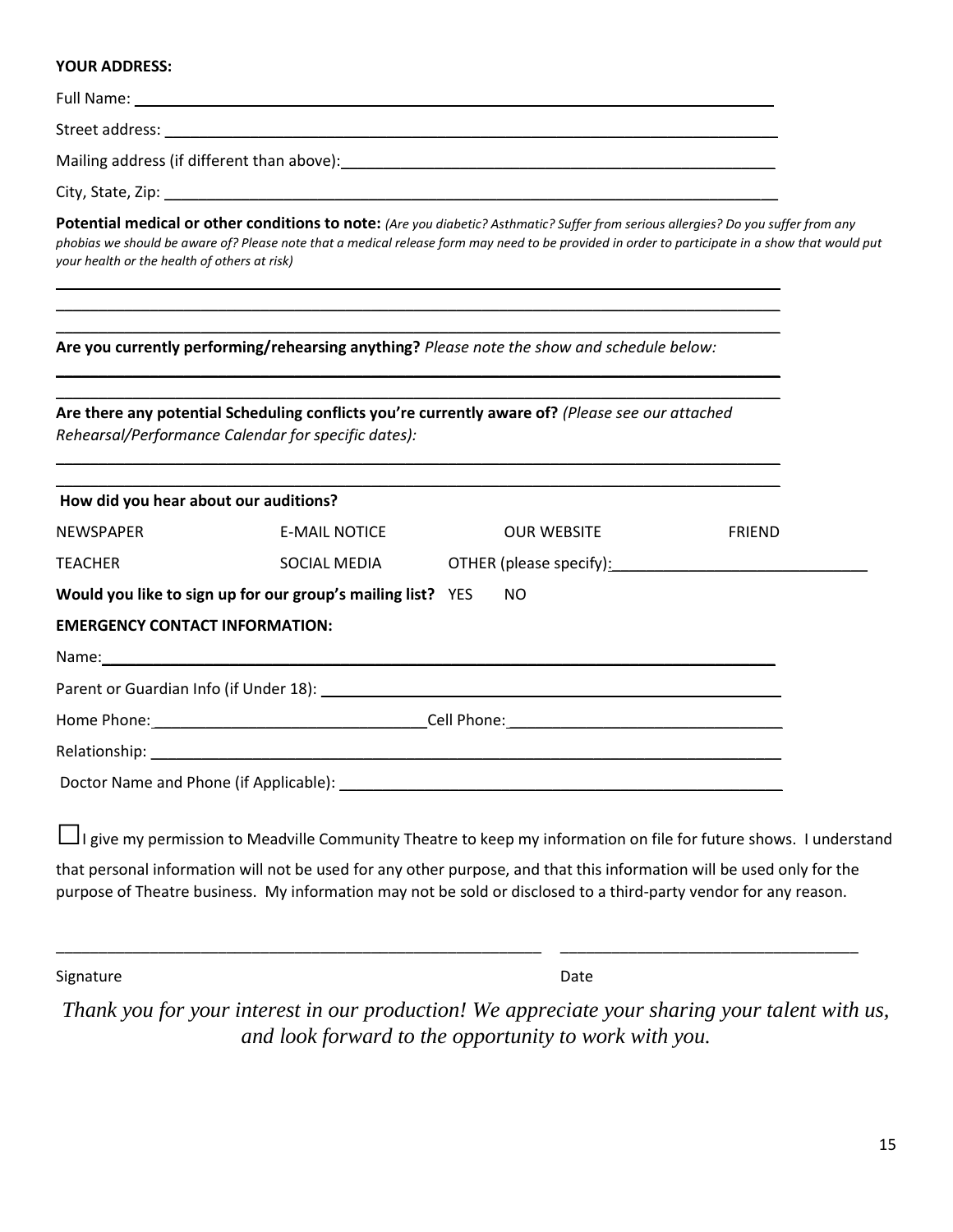**YOUR ADDRESS:**

Full Name: ____________________________________________________________

Street address: __________________________________________________________

Mailing address (if different than above):________________________________________

City, State, Zip: _________________________________________________________

**Potential medical or other conditions to note:** *(Are you diabetic? Asthmatic? Suffer from serious allergies? Do you suffer from any phobias we should be aware of? Please note that a medical release form may need to be provided in order to participate in a show that would put your health or the health of others at risk)*

______________________________________________________________________

______________________________________________________________________

______________________________________________________________________

**Are you currently performing/rehearsing anything?** *Please note the show and schedule below:*

______________________________________________________________________

______________________________________________________________________

**Are there any potential Scheduling conflicts you're currently aware of?** *(Please see our attached Rehearsal/Performance Calendar for specific dates):*

______________________________________________________________________

______________________________________________________________________

**How did you hear about our auditions?**

| | | | |
|---|---|---|---|
| NEWSPAPER | E-MAIL NOTICE | OUR WEBSITE | FRIEND |
| TEACHER | SOCIAL MEDIA | OTHER (please specify):______________________ | |

**Would you like to sign up for our group's mailing list?** YES NO

**EMERGENCY CONTACT INFORMATION:**

Name:________________________________________________________________

Parent or Guardian Info (if Under 18): _____________________________________________

Home Phone:_____________________________Cell Phone:_____________________________

Relationship: _____________________________________________________________

Doctor Name and Phone (if Applicable): ______________________________________________

☐ I give my permission to Meadville Community Theatre to keep my information on file for future shows. I understand that personal information will not be used for any other purpose, and that this information will be used only for the purpose of Theatre business. My information may not be sold or disclosed to a third-party vendor for any reason.

_______________________________________________________ ________________________________

Signature Date

*Thank you for your interest in our production! We appreciate your sharing your talent with us, and look forward to the opportunity to work with you.*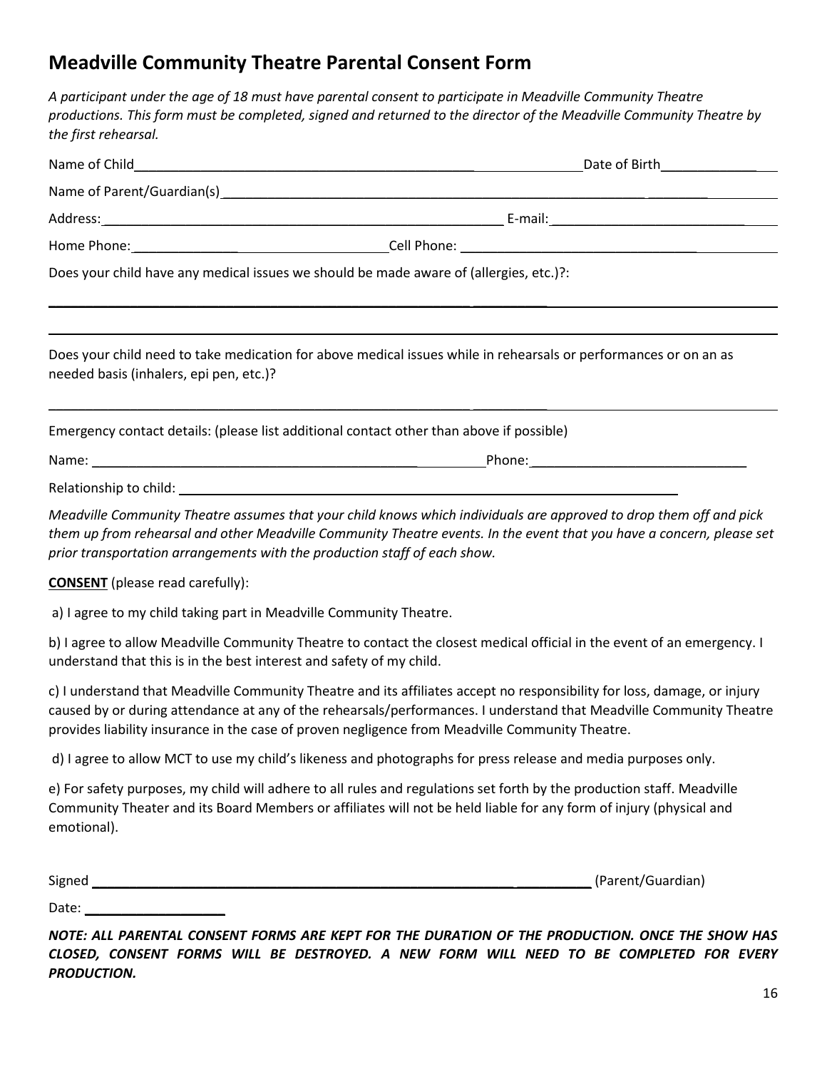## Meadville Community Theatre Parental Consent Form

*A participant under the age of 18 must have parental consent to participate in Meadville Community Theatre productions. This form must be completed, signed and returned to the director of the Meadville Community Theatre by the first rehearsal.*

Name of Child_______________________________________________ Date of Birth_______________

Name of Parent/Guardian(s)_______________________________________________________________

Address:_______________________________________________ E-mail:_____________________________

Home Phone:_______________________________ Cell Phone: ______________________________________

Does your child have any medical issues we should be made aware of (allergies, etc.)?:

_____________________________________________________________________________________

_____________________________________________________________________________________

Does your child need to take medication for above medical issues while in rehearsals or performances or on an as needed basis (inhalers, epi pen, etc.)?

_____________________________________________________________________________________

Emergency contact details: (please list additional contact other than above if possible)

Name: _______________________________________________ Phone:_______________________________

Relationship to child: _______________________________________________________________

*Meadville Community Theatre assumes that your child knows which individuals are approved to drop them off and pick them up from rehearsal and other Meadville Community Theatre events. In the event that you have a concern, please set prior transportation arrangements with the production staff of each show.*

**CONSENT** (please read carefully):

a) I agree to my child taking part in Meadville Community Theatre.

b) I agree to allow Meadville Community Theatre to contact the closest medical official in the event of an emergency. I understand that this is in the best interest and safety of my child.

c) I understand that Meadville Community Theatre and its affiliates accept no responsibility for loss, damage, or injury caused by or during attendance at any of the rehearsals/performances. I understand that Meadville Community Theatre provides liability insurance in the case of proven negligence from Meadville Community Theatre.

d) I agree to allow MCT to use my child's likeness and photographs for press release and media purposes only.

e) For safety purposes, my child will adhere to all rules and regulations set forth by the production staff. Meadville Community Theater and its Board Members or affiliates will not be held liable for any form of injury (physical and emotional).

Signed _______________________________________________________________ (Parent/Guardian)

Date: ____________________

***NOTE: ALL PARENTAL CONSENT FORMS ARE KEPT FOR THE DURATION OF THE PRODUCTION. ONCE THE SHOW HAS CLOSED, CONSENT FORMS WILL BE DESTROYED. A NEW FORM WILL NEED TO BE COMPLETED FOR EVERY PRODUCTION.***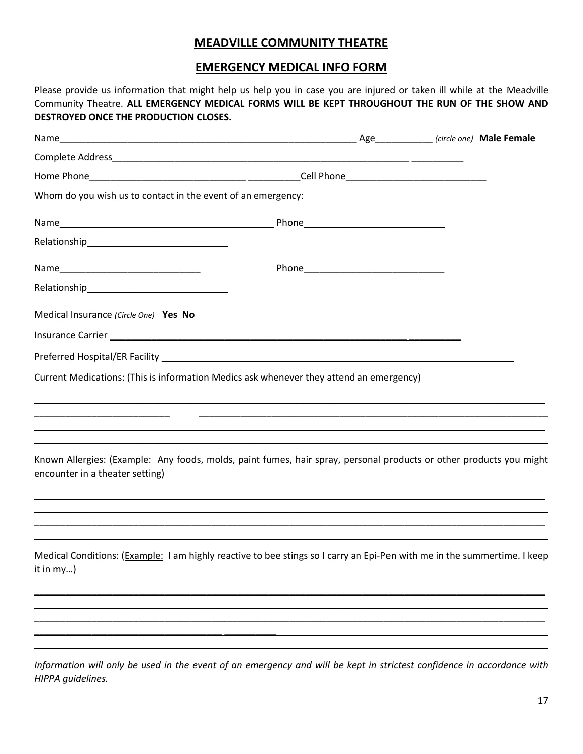## MEADVILLE COMMUNITY THEATRE

## EMERGENCY MEDICAL INFO FORM

Please provide us information that might help us help you in case you are injured or taken ill while at the Meadville Community Theatre. **ALL EMERGENCY MEDICAL FORMS WILL BE KEPT THROUGHOUT THE RUN OF THE SHOW AND DESTROYED ONCE THE PRODUCTION CLOSES.**

Name_______________________________________________ Age__________ *(circle one)* **Male Female**

Complete Address_______________________________________________

Home Phone______________________________ Cell Phone__________________________

Whom do you wish us to contact in the event of an emergency:

Name______________________________ Phone__________________________

Relationship__________________________

Name______________________________ Phone__________________________

Relationship__________________________

Medical Insurance *(Circle One)* **Yes No**

Insurance Carrier _______________________________________________

Preferred Hospital/ER Facility _______________________________________________

Current Medications: (This is information Medics ask whenever they attend an emergency)

_______________________________________________________________________________

_______________________________________________________________________________

_______________________________________________________________________________

_______________________________________________________________________________

Known Allergies: (Example: Any foods, molds, paint fumes, hair spray, personal products or other products you might encounter in a theater setting)

_______________________________________________________________________________

_______________________________________________________________________________

_______________________________________________________________________________

_______________________________________________________________________________

Medical Conditions: (Example: I am highly reactive to bee stings so I carry an Epi-Pen with me in the summertime. I keep it in my…)

_______________________________________________________________________________

_______________________________________________________________________________

_______________________________________________________________________________

_______________________________________________________________________________

_______________________________________________________________________________

*Information will only be used in the event of an emergency and will be kept in strictest confidence in accordance with HIPPA guidelines.*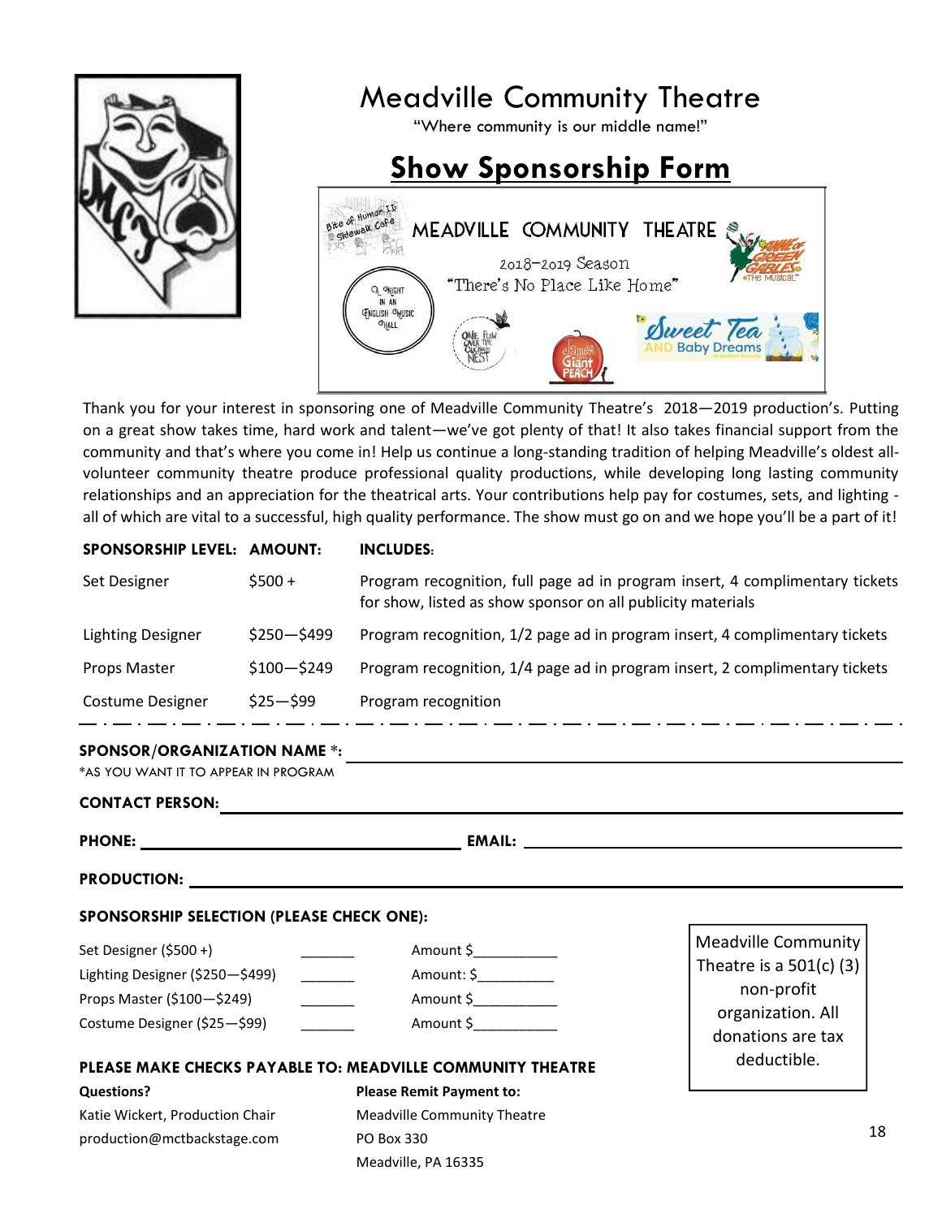# Meadville Community Theatre

"Where community is our middle name!"

## Show Sponsorship Form

MEADVILLE COMMUNITY THEATRE

2018–2019 Season

"There's No Place Like Home"

Thank you for your interest in sponsoring one of Meadville Community Theatre's 2018—2019 production's. Putting on a great show takes time, hard work and talent—we've got plenty of that! It also takes financial support from the community and that's where you come in! Help us continue a long-standing tradition of helping Meadville's oldest all-volunteer community theatre produce professional quality productions, while developing long lasting community relationships and an appreciation for the theatrical arts. Your contributions help pay for costumes, sets, and lighting - all of which are vital to a successful, high quality performance. The show must go on and we hope you'll be a part of it!

| SPONSORSHIP LEVEL: | AMOUNT: | INCLUDES: |
|---|---|---|
| Set Designer | $500 + | Program recognition, full page ad in program insert, 4 complimentary tickets for show, listed as show sponsor on all publicity materials |
| Lighting Designer | $250—$499 | Program recognition, 1/2 page ad in program insert, 4 complimentary tickets |
| Props Master | $100—$249 | Program recognition, 1/4 page ad in program insert, 2 complimentary tickets |
| Costume Designer | $25—$99 | Program recognition |

**SPONSOR/ORGANIZATION NAME \*:** ______________________________

\*AS YOU WANT IT TO APPEAR IN PROGRAM

**CONTACT PERSON:** ______________________________

**PHONE:** ____________________ **EMAIL:** ____________________

**PRODUCTION:** ______________________________

**SPONSORSHIP SELECTION (PLEASE CHECK ONE):**

| | | |
|---|---|---|
| Set Designer ($500 +) | _______ | Amount $__________ |
| Lighting Designer ($250—$499) | _______ | Amount: $_________ |
| Props Master ($100—$249) | _______ | Amount $__________ |
| Costume Designer ($25—$99) | _______ | Amount $__________ |

Meadville Community Theatre is a 501(c) (3) non-profit organization. All donations are tax deductible.

**PLEASE MAKE CHECKS PAYABLE TO: MEADVILLE COMMUNITY THEATRE**

**Questions?**

Katie Wickert, Production Chair
production@mctbackstage.com

**Please Remit Payment to:**

Meadville Community Theatre
PO Box 330
Meadville, PA 16335